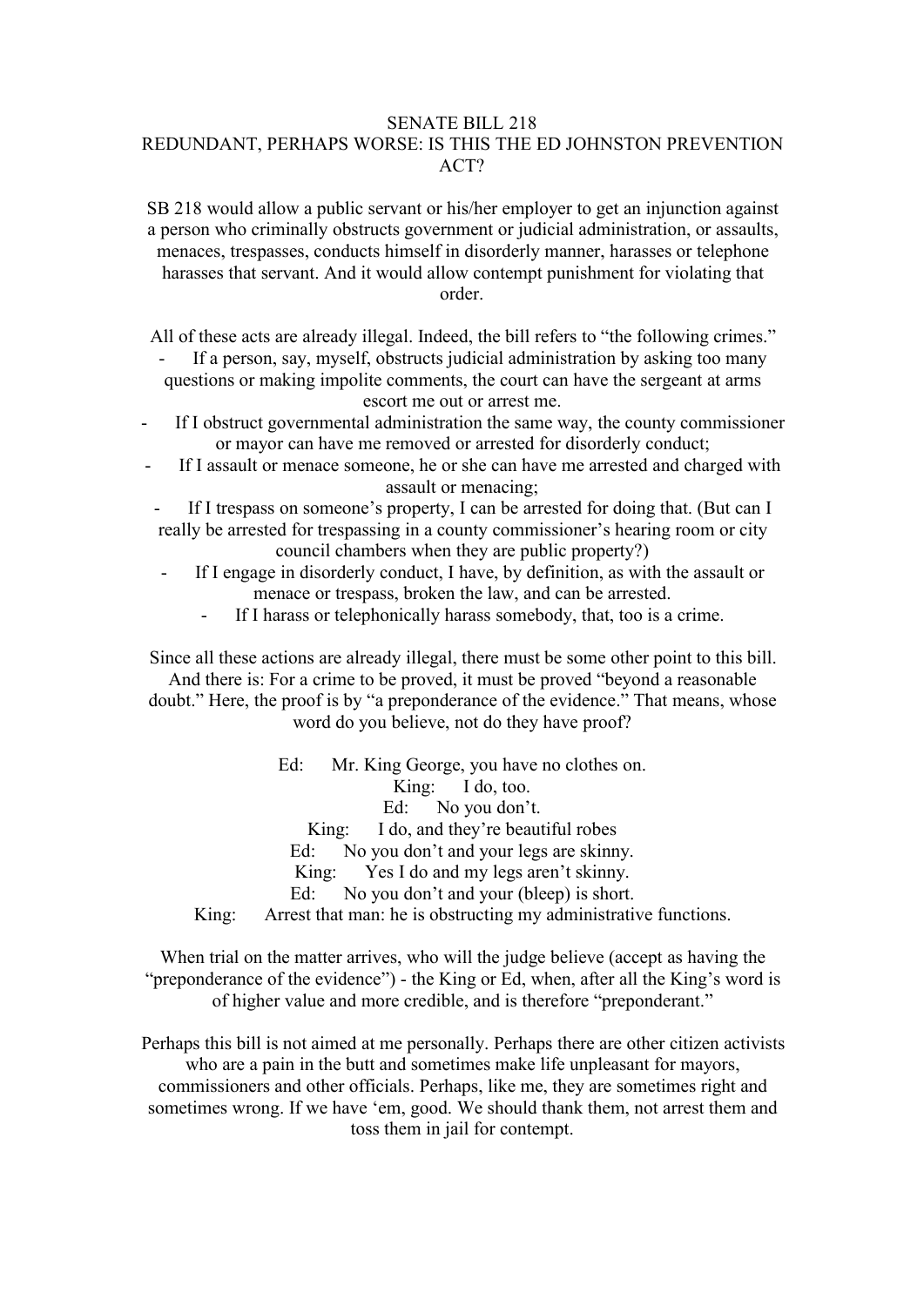# SENATE BILL 218
## REDUNDANT, PERHAPS WORSE: IS THIS THE ED JOHNSTON PREVENTION ACT?

SB 218 would allow a public servant or his/her employer to get an injunction against a person who criminally obstructs government or judicial administration, or assaults, menaces, trespasses, conducts himself in disorderly manner, harasses or telephone harasses that servant. And it would allow contempt punishment for violating that order.

All of these acts are already illegal. Indeed, the bill refers to "the following crimes."

- If a person, say, myself, obstructs judicial administration by asking too many questions or making impolite comments, the court can have the sergeant at arms escort me out or arrest me.
- If I obstruct governmental administration the same way, the county commissioner or mayor can have me removed or arrested for disorderly conduct;
- If I assault or menace someone, he or she can have me arrested and charged with assault or menacing;
- If I trespass on someone's property, I can be arrested for doing that. (But can I really be arrested for trespassing in a county commissioner's hearing room or city council chambers when they are public property?)
- If I engage in disorderly conduct, I have, by definition, as with the assault or menace or trespass, broken the law, and can be arrested.
- If I harass or telephonically harass somebody, that, too is a crime.

Since all these actions are already illegal, there must be some other point to this bill. And there is: For a crime to be proved, it must be proved "beyond a reasonable doubt." Here, the proof is by "a preponderance of the evidence." That means, whose word do you believe, not do they have proof?

Ed: Mr. King George, you have no clothes on.
King: I do, too.
Ed: No you don't.
King: I do, and they're beautiful robes
Ed: No you don't and your legs are skinny.
King: Yes I do and my legs aren't skinny.
Ed: No you don't and your (bleep) is short.
King: Arrest that man: he is obstructing my administrative functions.

When trial on the matter arrives, who will the judge believe (accept as having the "preponderance of the evidence") - the King or Ed, when, after all the King's word is of higher value and more credible, and is therefore "preponderant."

Perhaps this bill is not aimed at me personally. Perhaps there are other citizen activists who are a pain in the butt and sometimes make life unpleasant for mayors, commissioners and other officials. Perhaps, like me, they are sometimes right and sometimes wrong. If we have 'em, good. We should thank them, not arrest them and toss them in jail for contempt.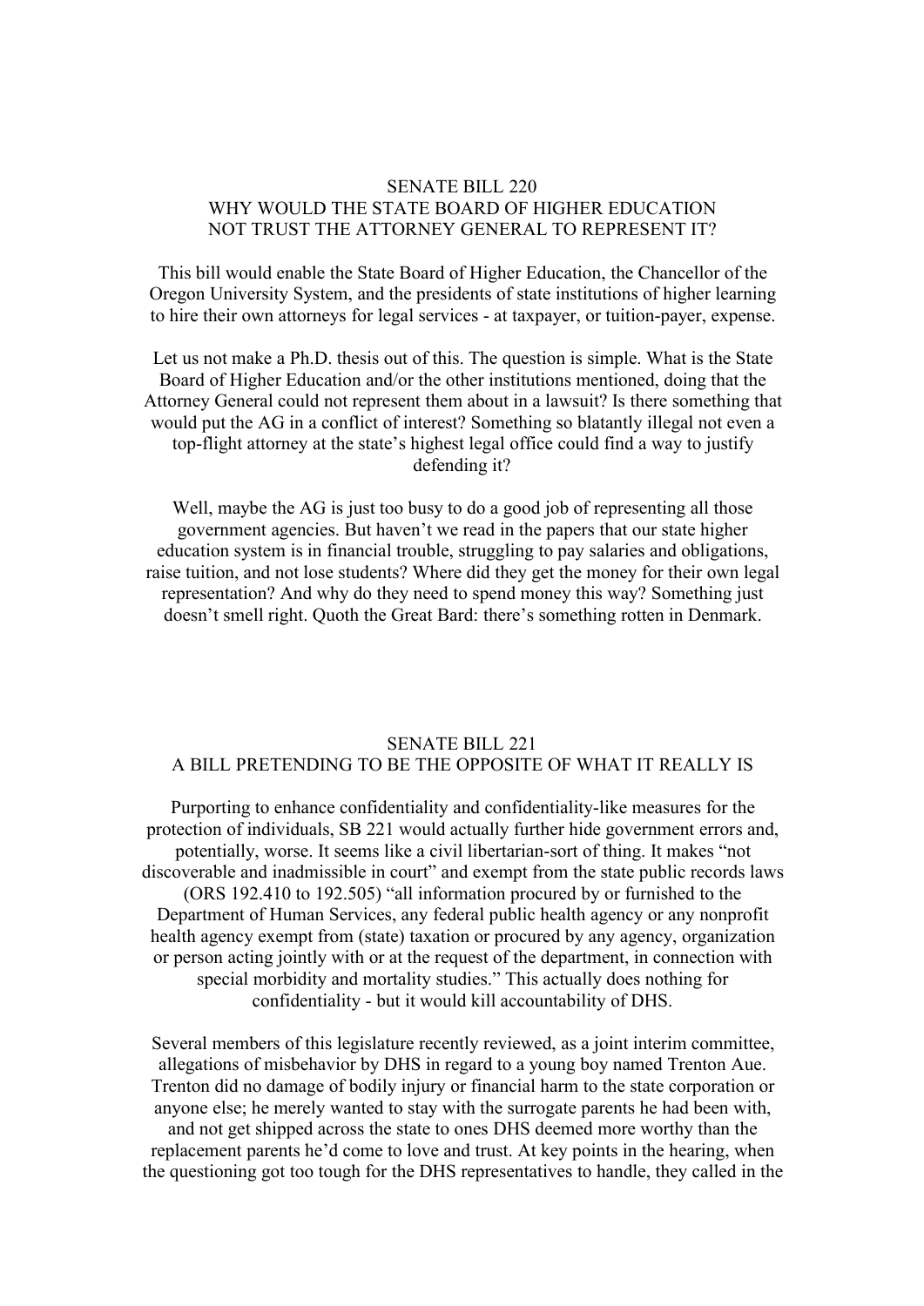## SENATE BILL 220
## WHY WOULD THE STATE BOARD OF HIGHER EDUCATION NOT TRUST THE ATTORNEY GENERAL TO REPRESENT IT?

This bill would enable the State Board of Higher Education, the Chancellor of the Oregon University System, and the presidents of state institutions of higher learning to hire their own attorneys for legal services - at taxpayer, or tuition-payer, expense.

Let us not make a Ph.D. thesis out of this. The question is simple. What is the State Board of Higher Education and/or the other institutions mentioned, doing that the Attorney General could not represent them about in a lawsuit? Is there something that would put the AG in a conflict of interest? Something so blatantly illegal not even a top-flight attorney at the state's highest legal office could find a way to justify defending it?

Well, maybe the AG is just too busy to do a good job of representing all those government agencies. But haven't we read in the papers that our state higher education system is in financial trouble, struggling to pay salaries and obligations, raise tuition, and not lose students? Where did they get the money for their own legal representation? And why do they need to spend money this way? Something just doesn't smell right. Quoth the Great Bard: there's something rotten in Denmark.

## SENATE BILL 221
## A BILL PRETENDING TO BE THE OPPOSITE OF WHAT IT REALLY IS

Purporting to enhance confidentiality and confidentiality-like measures for the protection of individuals, SB 221 would actually further hide government errors and, potentially, worse. It seems like a civil libertarian-sort of thing. It makes "not discoverable and inadmissible in court" and exempt from the state public records laws (ORS 192.410 to 192.505) "all information procured by or furnished to the Department of Human Services, any federal public health agency or any nonprofit health agency exempt from (state) taxation or procured by any agency, organization or person acting jointly with or at the request of the department, in connection with special morbidity and mortality studies." This actually does nothing for confidentiality - but it would kill accountability of DHS.

Several members of this legislature recently reviewed, as a joint interim committee, allegations of misbehavior by DHS in regard to a young boy named Trenton Aue. Trenton did no damage of bodily injury or financial harm to the state corporation or anyone else; he merely wanted to stay with the surrogate parents he had been with, and not get shipped across the state to ones DHS deemed more worthy than the replacement parents he'd come to love and trust. At key points in the hearing, when the questioning got too tough for the DHS representatives to handle, they called in the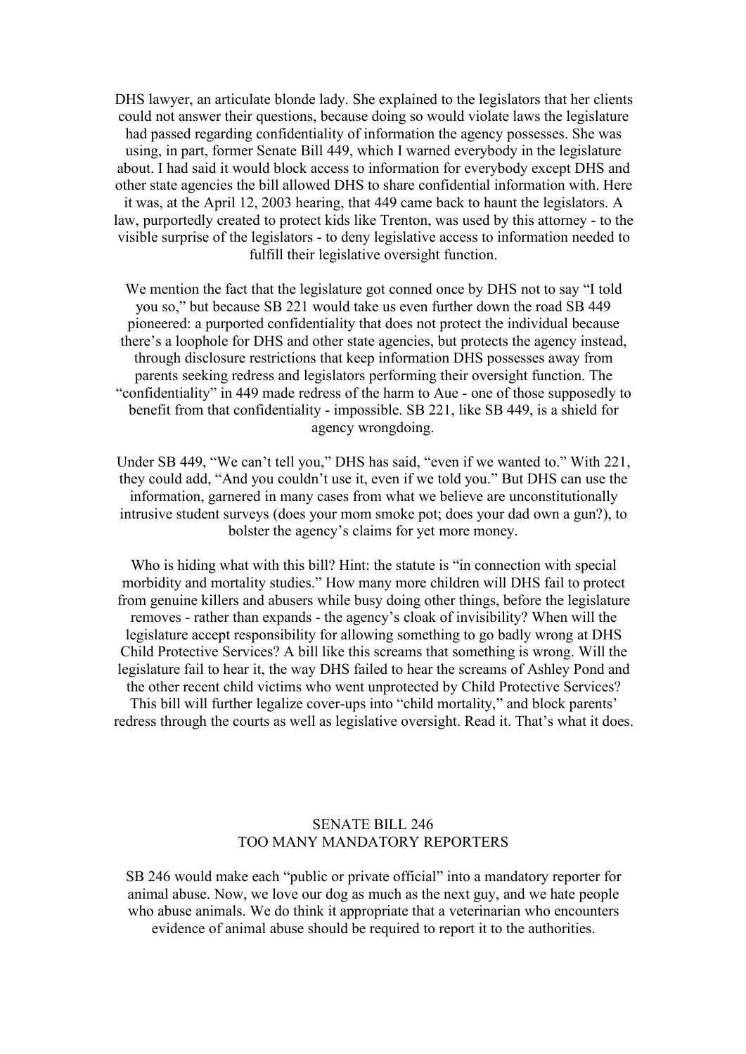DHS lawyer, an articulate blonde lady. She explained to the legislators that her clients could not answer their questions, because doing so would violate laws the legislature had passed regarding confidentiality of information the agency possesses. She was using, in part, former Senate Bill 449, which I warned everybody in the legislature about. I had said it would block access to information for everybody except DHS and other state agencies the bill allowed DHS to share confidential information with. Here it was, at the April 12, 2003 hearing, that 449 came back to haunt the legislators. A law, purportedly created to protect kids like Trenton, was used by this attorney - to the visible surprise of the legislators - to deny legislative access to information needed to fulfill their legislative oversight function.

We mention the fact that the legislature got conned once by DHS not to say "I told you so," but because SB 221 would take us even further down the road SB 449 pioneered: a purported confidentiality that does not protect the individual because there's a loophole for DHS and other state agencies, but protects the agency instead, through disclosure restrictions that keep information DHS possesses away from parents seeking redress and legislators performing their oversight function. The "confidentiality" in 449 made redress of the harm to Aue - one of those supposedly to benefit from that confidentiality - impossible. SB 221, like SB 449, is a shield for agency wrongdoing.

Under SB 449, "We can't tell you," DHS has said, "even if we wanted to." With 221, they could add, "And you couldn't use it, even if we told you." But DHS can use the information, garnered in many cases from what we believe are unconstitutionally intrusive student surveys (does your mom smoke pot; does your dad own a gun?), to bolster the agency's claims for yet more money.

Who is hiding what with this bill? Hint: the statute is "in connection with special morbidity and mortality studies." How many more children will DHS fail to protect from genuine killers and abusers while busy doing other things, before the legislature removes - rather than expands - the agency's cloak of invisibility? When will the legislature accept responsibility for allowing something to go badly wrong at DHS Child Protective Services? A bill like this screams that something is wrong. Will the legislature fail to hear it, the way DHS failed to hear the screams of Ashley Pond and the other recent child victims who went unprotected by Child Protective Services? This bill will further legalize cover-ups into "child mortality," and block parents' redress through the courts as well as legislative oversight. Read it. That's what it does.

## SENATE BILL 246
## TOO MANY MANDATORY REPORTERS

SB 246 would make each "public or private official" into a mandatory reporter for animal abuse. Now, we love our dog as much as the next guy, and we hate people who abuse animals. We do think it appropriate that a veterinarian who encounters evidence of animal abuse should be required to report it to the authorities.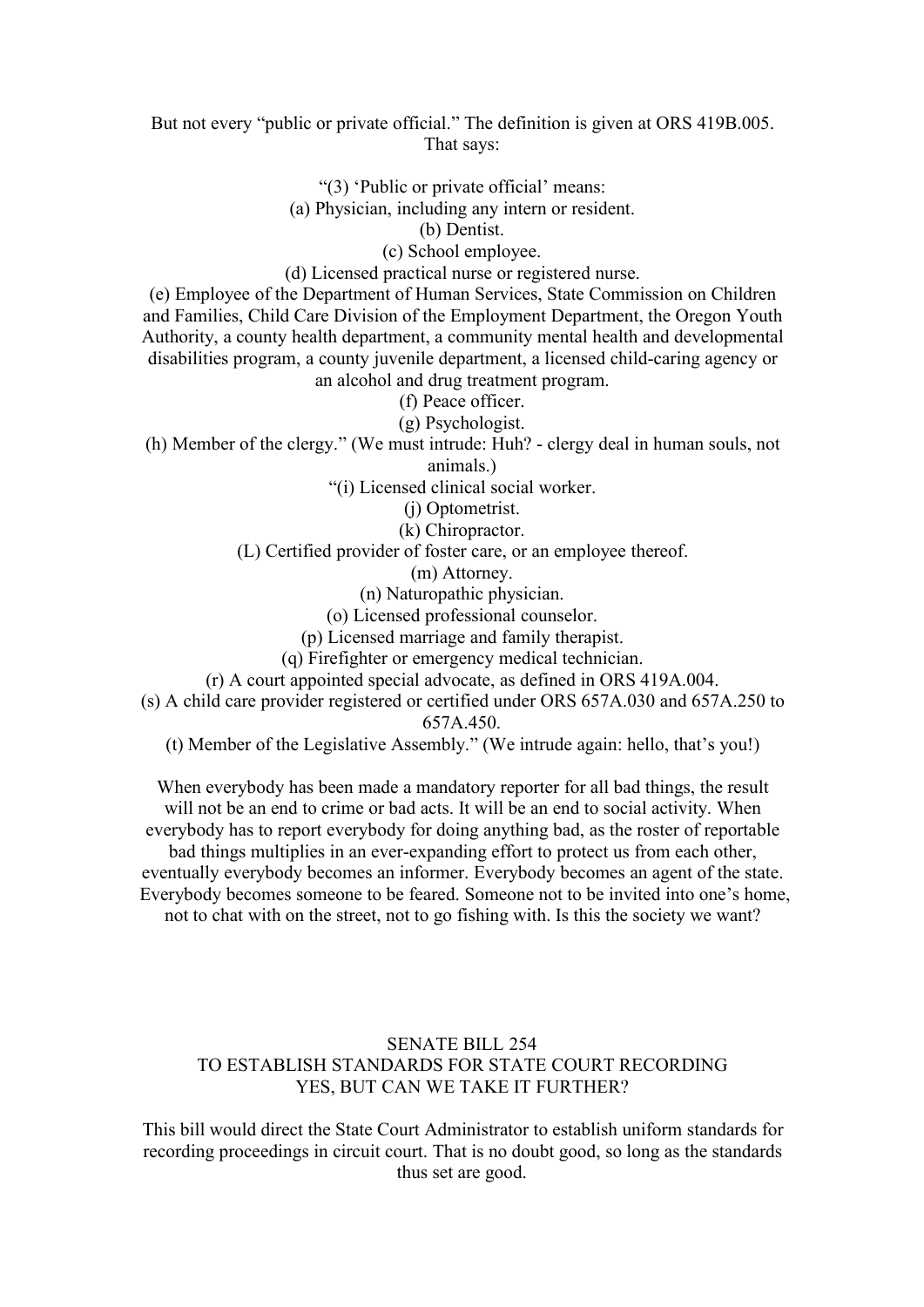But not every “public or private official.” The definition is given at ORS 419B.005. That says:

“(3) ‘Public or private official’ means:
(a) Physician, including any intern or resident.
(b) Dentist.
(c) School employee.
(d) Licensed practical nurse or registered nurse.
(e) Employee of the Department of Human Services, State Commission on Children and Families, Child Care Division of the Employment Department, the Oregon Youth Authority, a county health department, a community mental health and developmental disabilities program, a county juvenile department, a licensed child-caring agency or an alcohol and drug treatment program.
(f) Peace officer.
(g) Psychologist.
(h) Member of the clergy.” (We must intrude: Huh? - clergy deal in human souls, not animals.)
“(i) Licensed clinical social worker.
(j) Optometrist.
(k) Chiropractor.
(L) Certified provider of foster care, or an employee thereof.
(m) Attorney.
(n) Naturopathic physician.
(o) Licensed professional counselor.
(p) Licensed marriage and family therapist.
(q) Firefighter or emergency medical technician.
(r) A court appointed special advocate, as defined in ORS 419A.004.
(s) A child care provider registered or certified under ORS 657A.030 and 657A.250 to 657A.450.
(t) Member of the Legislative Assembly.” (We intrude again: hello, that’s you!)

When everybody has been made a mandatory reporter for all bad things, the result will not be an end to crime or bad acts. It will be an end to social activity. When everybody has to report everybody for doing anything bad, as the roster of reportable bad things multiplies in an ever-expanding effort to protect us from each other, eventually everybody becomes an informer. Everybody becomes an agent of the state. Everybody becomes someone to be feared. Someone not to be invited into one’s home, not to chat with on the street, not to go fishing with. Is this the society we want?

## SENATE BILL 254
## TO ESTABLISH STANDARDS FOR STATE COURT RECORDING
## YES, BUT CAN WE TAKE IT FURTHER?

This bill would direct the State Court Administrator to establish uniform standards for recording proceedings in circuit court. That is no doubt good, so long as the standards thus set are good.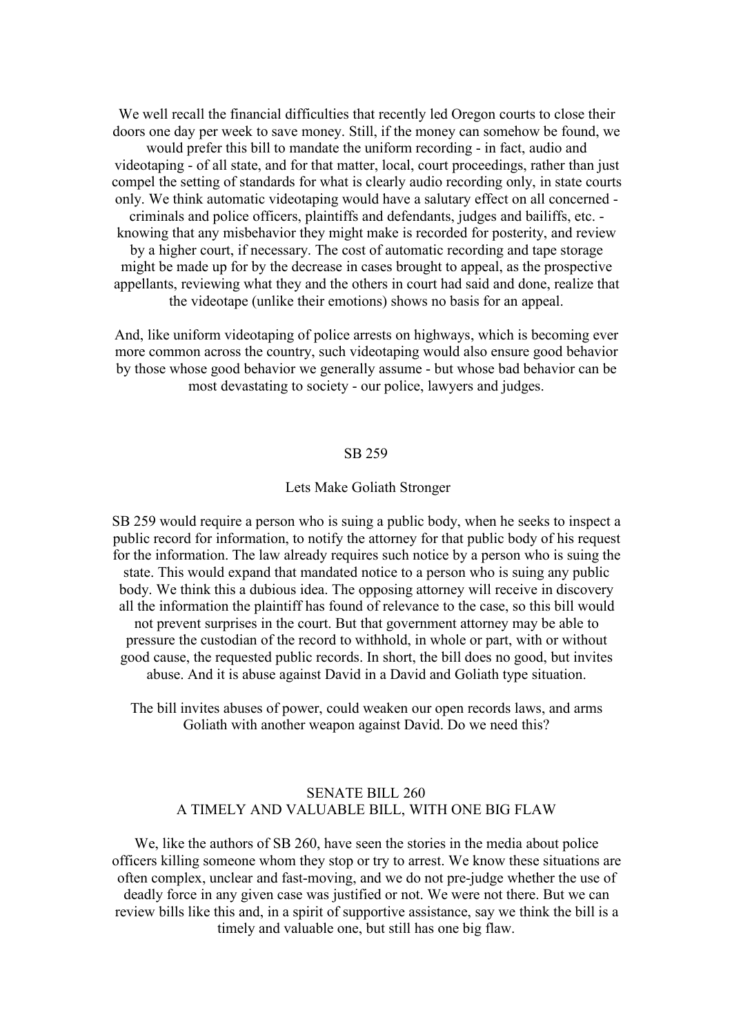We well recall the financial difficulties that recently led Oregon courts to close their doors one day per week to save money. Still, if the money can somehow be found, we would prefer this bill to mandate the uniform recording - in fact, audio and videotaping - of all state, and for that matter, local, court proceedings, rather than just compel the setting of standards for what is clearly audio recording only, in state courts only. We think automatic videotaping would have a salutary effect on all concerned - criminals and police officers, plaintiffs and defendants, judges and bailiffs, etc. - knowing that any misbehavior they might make is recorded for posterity, and review by a higher court, if necessary. The cost of automatic recording and tape storage might be made up for by the decrease in cases brought to appeal, as the prospective appellants, reviewing what they and the others in court had said and done, realize that the videotape (unlike their emotions) shows no basis for an appeal.

And, like uniform videotaping of police arrests on highways, which is becoming ever more common across the country, such videotaping would also ensure good behavior by those whose good behavior we generally assume - but whose bad behavior can be most devastating to society - our police, lawyers and judges.

## SB 259

### Lets Make Goliath Stronger

SB 259 would require a person who is suing a public body, when he seeks to inspect a public record for information, to notify the attorney for that public body of his request for the information. The law already requires such notice by a person who is suing the state. This would expand that mandated notice to a person who is suing any public body. We think this a dubious idea. The opposing attorney will receive in discovery all the information the plaintiff has found of relevance to the case, so this bill would not prevent surprises in the court. But that government attorney may be able to pressure the custodian of the record to withhold, in whole or part, with or without good cause, the requested public records. In short, the bill does no good, but invites abuse. And it is abuse against David in a David and Goliath type situation.

The bill invites abuses of power, could weaken our open records laws, and arms Goliath with another weapon against David. Do we need this?

## SENATE BILL 260

### A TIMELY AND VALUABLE BILL, WITH ONE BIG FLAW

We, like the authors of SB 260, have seen the stories in the media about police officers killing someone whom they stop or try to arrest. We know these situations are often complex, unclear and fast-moving, and we do not pre-judge whether the use of deadly force in any given case was justified or not. We were not there. But we can review bills like this and, in a spirit of supportive assistance, say we think the bill is a timely and valuable one, but still has one big flaw.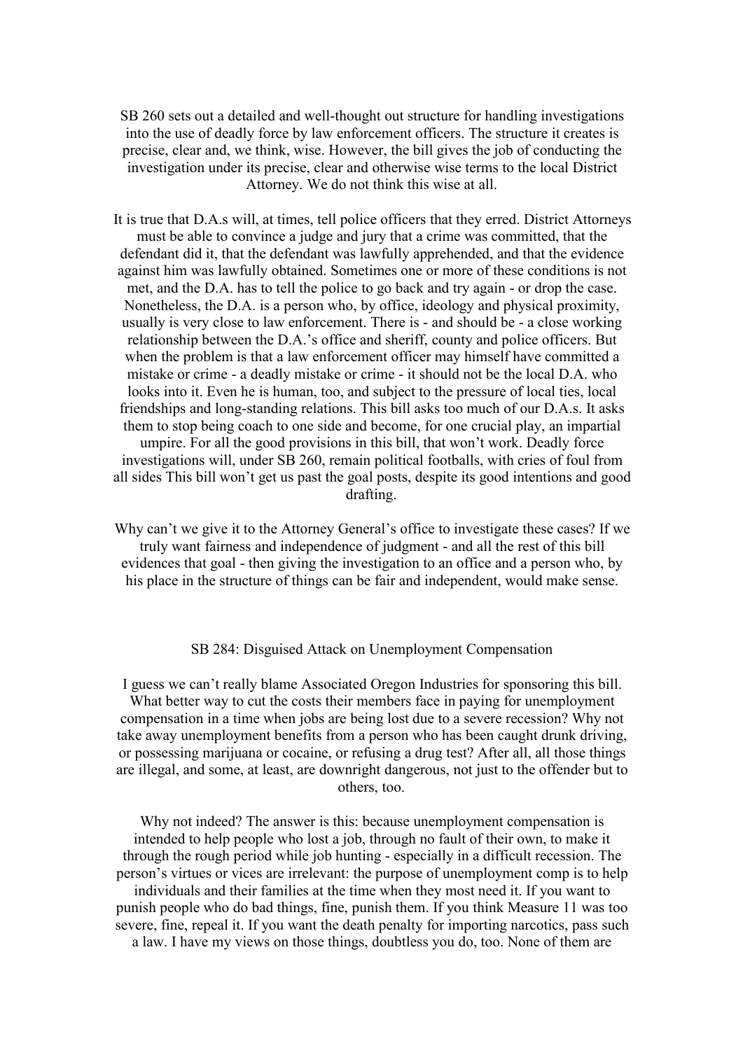SB 260 sets out a detailed and well-thought out structure for handling investigations into the use of deadly force by law enforcement officers. The structure it creates is precise, clear and, we think, wise. However, the bill gives the job of conducting the investigation under its precise, clear and otherwise wise terms to the local District Attorney. We do not think this wise at all.

It is true that D.A.s will, at times, tell police officers that they erred. District Attorneys must be able to convince a judge and jury that a crime was committed, that the defendant did it, that the defendant was lawfully apprehended, and that the evidence against him was lawfully obtained. Sometimes one or more of these conditions is not met, and the D.A. has to tell the police to go back and try again - or drop the case. Nonetheless, the D.A. is a person who, by office, ideology and physical proximity, usually is very close to law enforcement. There is - and should be - a close working relationship between the D.A.'s office and sheriff, county and police officers. But when the problem is that a law enforcement officer may himself have committed a mistake or crime - a deadly mistake or crime - it should not be the local D.A. who looks into it. Even he is human, too, and subject to the pressure of local ties, local friendships and long-standing relations. This bill asks too much of our D.A.s. It asks them to stop being coach to one side and become, for one crucial play, an impartial umpire. For all the good provisions in this bill, that won't work. Deadly force investigations will, under SB 260, remain political footballs, with cries of foul from all sides This bill won't get us past the goal posts, despite its good intentions and good drafting.

Why can't we give it to the Attorney General's office to investigate these cases? If we truly want fairness and independence of judgment - and all the rest of this bill evidences that goal - then giving the investigation to an office and a person who, by his place in the structure of things can be fair and independent, would make sense.

## SB 284: Disguised Attack on Unemployment Compensation

I guess we can't really blame Associated Oregon Industries for sponsoring this bill. What better way to cut the costs their members face in paying for unemployment compensation in a time when jobs are being lost due to a severe recession? Why not take away unemployment benefits from a person who has been caught drunk driving, or possessing marijuana or cocaine, or refusing a drug test? After all, all those things are illegal, and some, at least, are downright dangerous, not just to the offender but to others, too.

Why not indeed? The answer is this: because unemployment compensation is intended to help people who lost a job, through no fault of their own, to make it through the rough period while job hunting - especially in a difficult recession. The person's virtues or vices are irrelevant: the purpose of unemployment comp is to help individuals and their families at the time when they most need it. If you want to punish people who do bad things, fine, punish them. If you think Measure 11 was too severe, fine, repeal it. If you want the death penalty for importing narcotics, pass such a law. I have my views on those things, doubtless you do, too. None of them are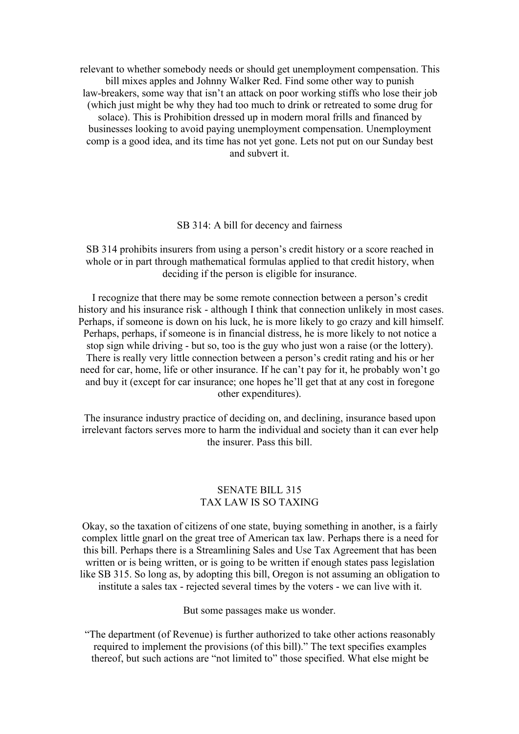relevant to whether somebody needs or should get unemployment compensation. This bill mixes apples and Johnny Walker Red. Find some other way to punish law-breakers, some way that isn't an attack on poor working stiffs who lose their job (which just might be why they had too much to drink or retreated to some drug for solace). This is Prohibition dressed up in modern moral frills and financed by businesses looking to avoid paying unemployment compensation. Unemployment comp is a good idea, and its time has not yet gone. Lets not put on our Sunday best and subvert it.

## SB 314: A bill for decency and fairness

SB 314 prohibits insurers from using a person's credit history or a score reached in whole or in part through mathematical formulas applied to that credit history, when deciding if the person is eligible for insurance.

I recognize that there may be some remote connection between a person's credit history and his insurance risk - although I think that connection unlikely in most cases. Perhaps, if someone is down on his luck, he is more likely to go crazy and kill himself. Perhaps, perhaps, if someone is in financial distress, he is more likely to not notice a stop sign while driving - but so, too is the guy who just won a raise (or the lottery). There is really very little connection between a person's credit rating and his or her need for car, home, life or other insurance. If he can't pay for it, he probably won't go and buy it (except for car insurance; one hopes he'll get that at any cost in foregone other expenditures).

The insurance industry practice of deciding on, and declining, insurance based upon irrelevant factors serves more to harm the individual and society than it can ever help the insurer. Pass this bill.

## SENATE BILL 315
## TAX LAW IS SO TAXING

Okay, so the taxation of citizens of one state, buying something in another, is a fairly complex little gnarl on the great tree of American tax law. Perhaps there is a need for this bill. Perhaps there is a Streamlining Sales and Use Tax Agreement that has been written or is being written, or is going to be written if enough states pass legislation like SB 315. So long as, by adopting this bill, Oregon is not assuming an obligation to institute a sales tax - rejected several times by the voters - we can live with it.

But some passages make us wonder.

"The department (of Revenue) is further authorized to take other actions reasonably required to implement the provisions (of this bill)." The text specifies examples thereof, but such actions are "not limited to" those specified. What else might be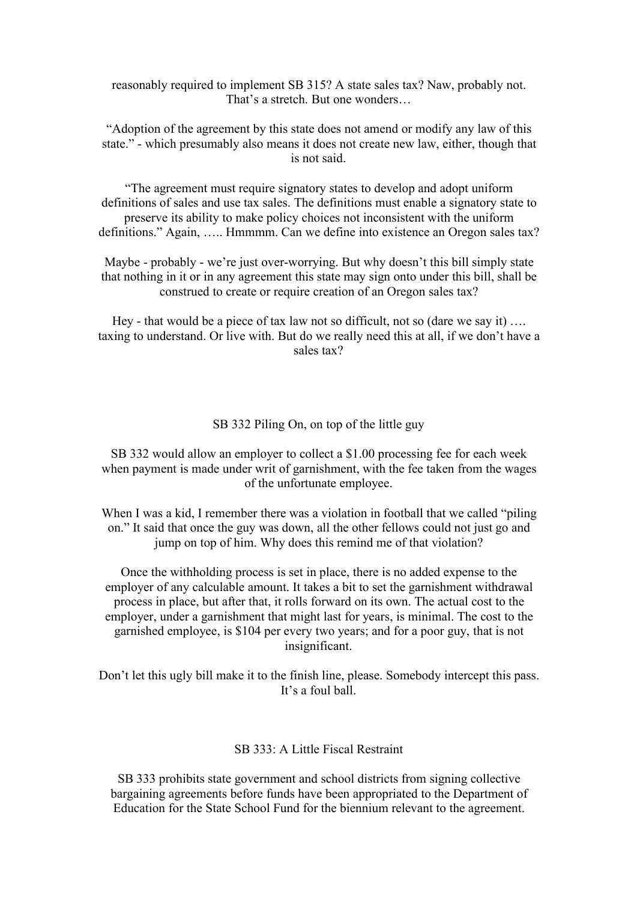reasonably required to implement SB 315? A state sales tax? Naw, probably not. That's a stretch. But one wonders…

"Adoption of the agreement by this state does not amend or modify any law of this state." - which presumably also means it does not create new law, either, though that is not said.

"The agreement must require signatory states to develop and adopt uniform definitions of sales and use tax sales. The definitions must enable a signatory state to preserve its ability to make policy choices not inconsistent with the uniform definitions." Again, ….. Hmmmm. Can we define into existence an Oregon sales tax?

Maybe - probably - we're just over-worrying. But why doesn't this bill simply state that nothing in it or in any agreement this state may sign onto under this bill, shall be construed to create or require creation of an Oregon sales tax?

Hey - that would be a piece of tax law not so difficult, not so (dare we say it) …. taxing to understand. Or live with. But do we really need this at all, if we don't have a sales tax?

## SB 332 Piling On, on top of the little guy

SB 332 would allow an employer to collect a $1.00 processing fee for each week when payment is made under writ of garnishment, with the fee taken from the wages of the unfortunate employee.

When I was a kid, I remember there was a violation in football that we called "piling on." It said that once the guy was down, all the other fellows could not just go and jump on top of him. Why does this remind me of that violation?

Once the withholding process is set in place, there is no added expense to the employer of any calculable amount. It takes a bit to set the garnishment withdrawal process in place, but after that, it rolls forward on its own. The actual cost to the employer, under a garnishment that might last for years, is minimal. The cost to the garnished employee, is $104 per every two years; and for a poor guy, that is not insignificant.

Don't let this ugly bill make it to the finish line, please. Somebody intercept this pass. It's a foul ball.

## SB 333: A Little Fiscal Restraint

SB 333 prohibits state government and school districts from signing collective bargaining agreements before funds have been appropriated to the Department of Education for the State School Fund for the biennium relevant to the agreement.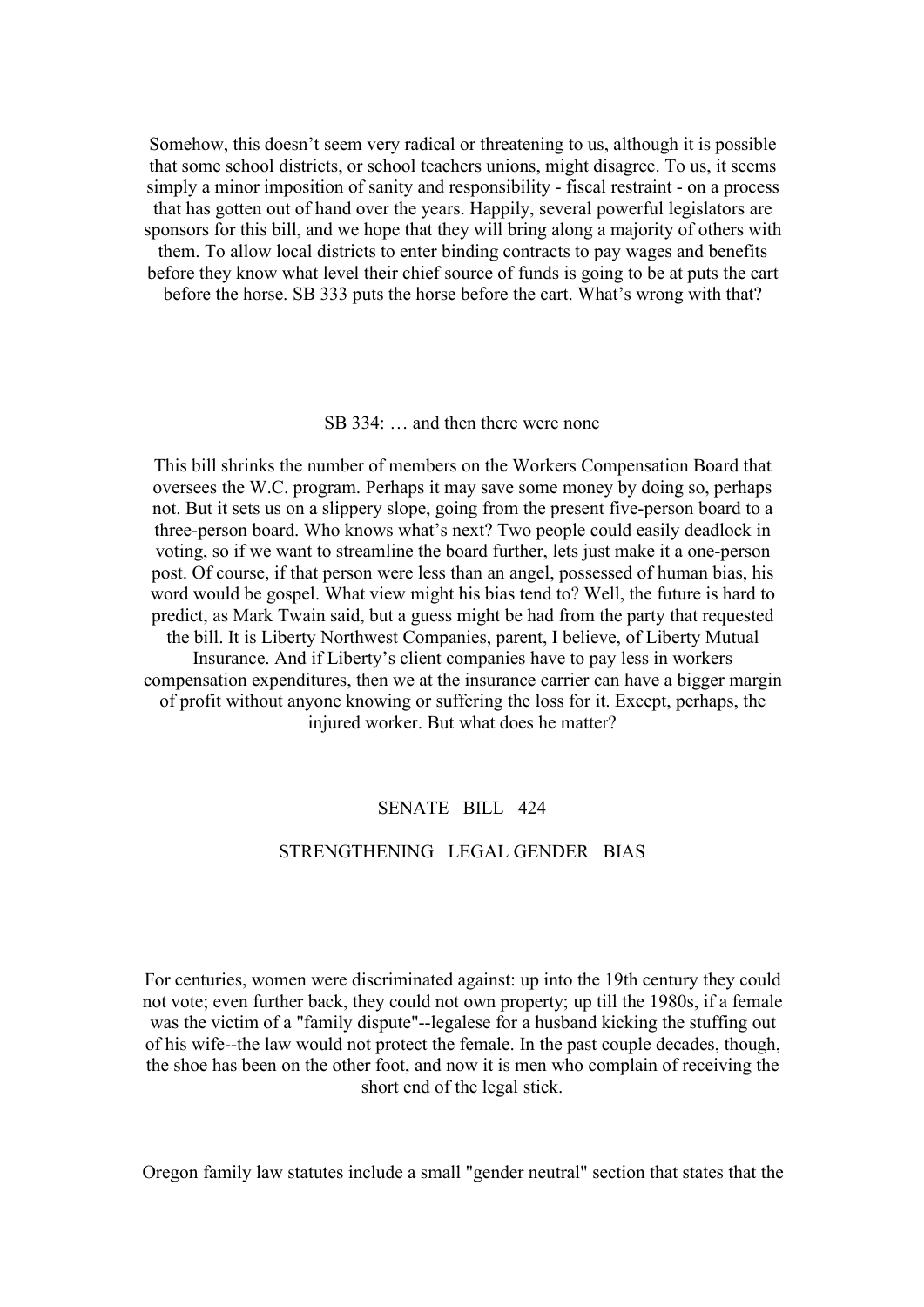Somehow, this doesn't seem very radical or threatening to us, although it is possible that some school districts, or school teachers unions, might disagree. To us, it seems simply a minor imposition of sanity and responsibility - fiscal restraint - on a process that has gotten out of hand over the years. Happily, several powerful legislators are sponsors for this bill, and we hope that they will bring along a majority of others with them. To allow local districts to enter binding contracts to pay wages and benefits before they know what level their chief source of funds is going to be at puts the cart before the horse. SB 333 puts the horse before the cart. What's wrong with that?

## SB 334: … and then there were none

This bill shrinks the number of members on the Workers Compensation Board that oversees the W.C. program. Perhaps it may save some money by doing so, perhaps not. But it sets us on a slippery slope, going from the present five-person board to a three-person board. Who knows what's next? Two people could easily deadlock in voting, so if we want to streamline the board further, lets just make it a one-person post. Of course, if that person were less than an angel, possessed of human bias, his word would be gospel. What view might his bias tend to? Well, the future is hard to predict, as Mark Twain said, but a guess might be had from the party that requested the bill. It is Liberty Northwest Companies, parent, I believe, of Liberty Mutual Insurance. And if Liberty's client companies have to pay less in workers compensation expenditures, then we at the insurance carrier can have a bigger margin of profit without anyone knowing or suffering the loss for it. Except, perhaps, the injured worker. But what does he matter?

## SENATE BILL 424

## STRENGTHENING LEGAL GENDER BIAS

For centuries, women were discriminated against: up into the 19th century they could not vote; even further back, they could not own property; up till the 1980s, if a female was the victim of a "family dispute"--legalese for a husband kicking the stuffing out of his wife--the law would not protect the female. In the past couple decades, though, the shoe has been on the other foot, and now it is men who complain of receiving the short end of the legal stick.

Oregon family law statutes include a small "gender neutral" section that states that the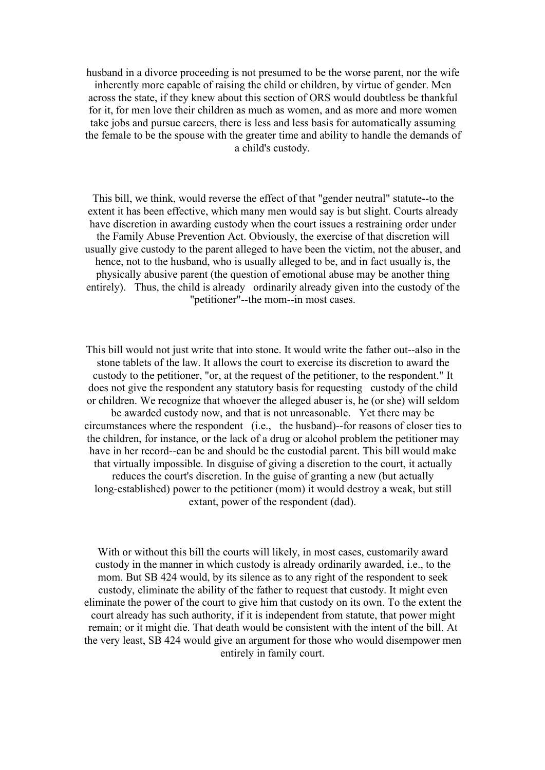husband in a divorce proceeding is not presumed to be the worse parent, nor the wife inherently more capable of raising the child or children, by virtue of gender. Men across the state, if they knew about this section of ORS would doubtless be thankful for it, for men love their children as much as women, and as more and more women take jobs and pursue careers, there is less and less basis for automatically assuming the female to be the spouse with the greater time and ability to handle the demands of a child's custody.

This bill, we think, would reverse the effect of that "gender neutral" statute--to the extent it has been effective, which many men would say is but slight. Courts already have discretion in awarding custody when the court issues a restraining order under the Family Abuse Prevention Act. Obviously, the exercise of that discretion will usually give custody to the parent alleged to have been the victim, not the abuser, and hence, not to the husband, who is usually alleged to be, and in fact usually is, the physically abusive parent (the question of emotional abuse may be another thing entirely). Thus, the child is already ordinarily already given into the custody of the "petitioner"--the mom--in most cases.

This bill would not just write that into stone. It would write the father out--also in the stone tablets of the law. It allows the court to exercise its discretion to award the custody to the petitioner, "or, at the request of the petitioner, to the respondent." It does not give the respondent any statutory basis for requesting custody of the child or children. We recognize that whoever the alleged abuser is, he (or she) will seldom be awarded custody now, and that is not unreasonable. Yet there may be circumstances where the respondent (i.e., the husband)--for reasons of closer ties to the children, for instance, or the lack of a drug or alcohol problem the petitioner may have in her record--can be and should be the custodial parent. This bill would make that virtually impossible. In disguise of giving a discretion to the court, it actually reduces the court's discretion. In the guise of granting a new (but actually long-established) power to the petitioner (mom) it would destroy a weak, but still extant, power of the respondent (dad).

With or without this bill the courts will likely, in most cases, customarily award custody in the manner in which custody is already ordinarily awarded, i.e., to the mom. But SB 424 would, by its silence as to any right of the respondent to seek custody, eliminate the ability of the father to request that custody. It might even eliminate the power of the court to give him that custody on its own. To the extent the court already has such authority, if it is independent from statute, that power might remain; or it might die. That death would be consistent with the intent of the bill. At the very least, SB 424 would give an argument for those who would disempower men entirely in family court.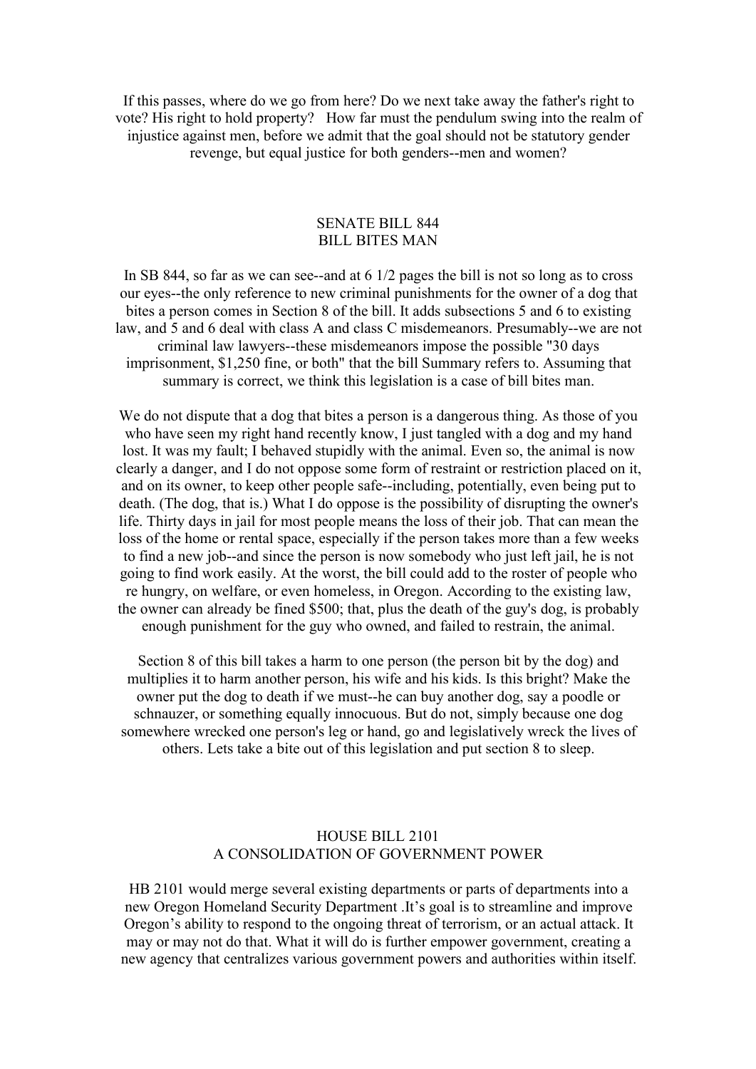If this passes, where do we go from here? Do we next take away the father's right to vote? His right to hold property? How far must the pendulum swing into the realm of injustice against men, before we admit that the goal should not be statutory gender revenge, but equal justice for both genders--men and women?

## SENATE BILL 844
## BILL BITES MAN

In SB 844, so far as we can see--and at 6 1/2 pages the bill is not so long as to cross our eyes--the only reference to new criminal punishments for the owner of a dog that bites a person comes in Section 8 of the bill. It adds subsections 5 and 6 to existing law, and 5 and 6 deal with class A and class C misdemeanors. Presumably--we are not criminal law lawyers--these misdemeanors impose the possible "30 days imprisonment, $1,250 fine, or both" that the bill Summary refers to. Assuming that summary is correct, we think this legislation is a case of bill bites man.

We do not dispute that a dog that bites a person is a dangerous thing. As those of you who have seen my right hand recently know, I just tangled with a dog and my hand lost. It was my fault; I behaved stupidly with the animal. Even so, the animal is now clearly a danger, and I do not oppose some form of restraint or restriction placed on it, and on its owner, to keep other people safe--including, potentially, even being put to death. (The dog, that is.) What I do oppose is the possibility of disrupting the owner's life. Thirty days in jail for most people means the loss of their job. That can mean the loss of the home or rental space, especially if the person takes more than a few weeks to find a new job--and since the person is now somebody who just left jail, he is not going to find work easily. At the worst, the bill could add to the roster of people who re hungry, on welfare, or even homeless, in Oregon. According to the existing law, the owner can already be fined $500; that, plus the death of the guy's dog, is probably enough punishment for the guy who owned, and failed to restrain, the animal.

Section 8 of this bill takes a harm to one person (the person bit by the dog) and multiplies it to harm another person, his wife and his kids. Is this bright? Make the owner put the dog to death if we must--he can buy another dog, say a poodle or schnauzer, or something equally innocuous. But do not, simply because one dog somewhere wrecked one person's leg or hand, go and legislatively wreck the lives of others. Lets take a bite out of this legislation and put section 8 to sleep.

## HOUSE BILL 2101
## A CONSOLIDATION OF GOVERNMENT POWER

HB 2101 would merge several existing departments or parts of departments into a new Oregon Homeland Security Department .It's goal is to streamline and improve Oregon's ability to respond to the ongoing threat of terrorism, or an actual attack. It may or may not do that. What it will do is further empower government, creating a new agency that centralizes various government powers and authorities within itself.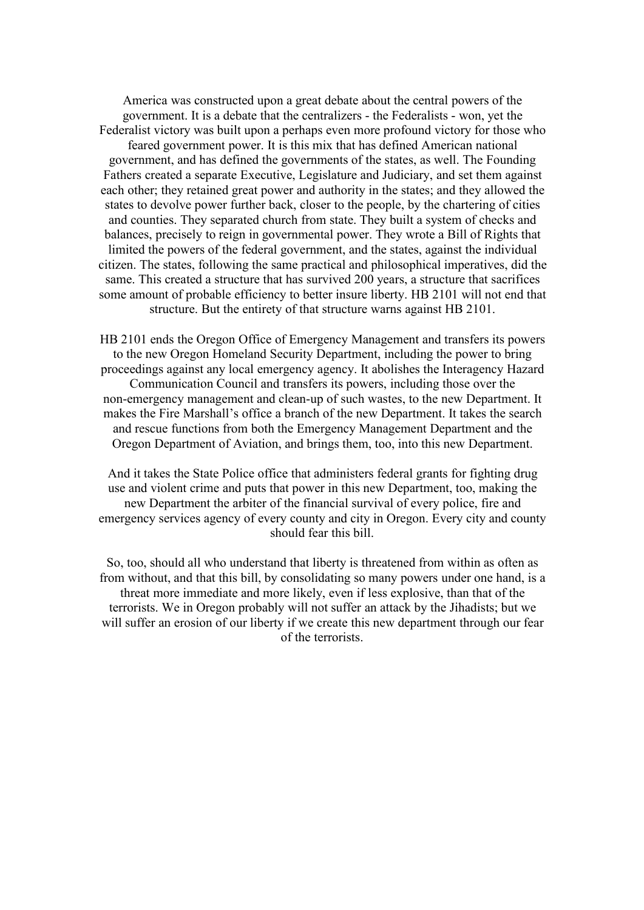America was constructed upon a great debate about the central powers of the government. It is a debate that the centralizers - the Federalists - won, yet the Federalist victory was built upon a perhaps even more profound victory for those who feared government power. It is this mix that has defined American national government, and has defined the governments of the states, as well. The Founding Fathers created a separate Executive, Legislature and Judiciary, and set them against each other; they retained great power and authority in the states; and they allowed the states to devolve power further back, closer to the people, by the chartering of cities and counties. They separated church from state. They built a system of checks and balances, precisely to reign in governmental power. They wrote a Bill of Rights that limited the powers of the federal government, and the states, against the individual citizen. The states, following the same practical and philosophical imperatives, did the same. This created a structure that has survived 200 years, a structure that sacrifices some amount of probable efficiency to better insure liberty. HB 2101 will not end that structure. But the entirety of that structure warns against HB 2101.

HB 2101 ends the Oregon Office of Emergency Management and transfers its powers to the new Oregon Homeland Security Department, including the power to bring proceedings against any local emergency agency. It abolishes the Interagency Hazard Communication Council and transfers its powers, including those over the non-emergency management and clean-up of such wastes, to the new Department. It makes the Fire Marshall's office a branch of the new Department. It takes the search and rescue functions from both the Emergency Management Department and the Oregon Department of Aviation, and brings them, too, into this new Department.

And it takes the State Police office that administers federal grants for fighting drug use and violent crime and puts that power in this new Department, too, making the new Department the arbiter of the financial survival of every police, fire and emergency services agency of every county and city in Oregon. Every city and county should fear this bill.

So, too, should all who understand that liberty is threatened from within as often as from without, and that this bill, by consolidating so many powers under one hand, is a threat more immediate and more likely, even if less explosive, than that of the terrorists. We in Oregon probably will not suffer an attack by the Jihadists; but we will suffer an erosion of our liberty if we create this new department through our fear of the terrorists.